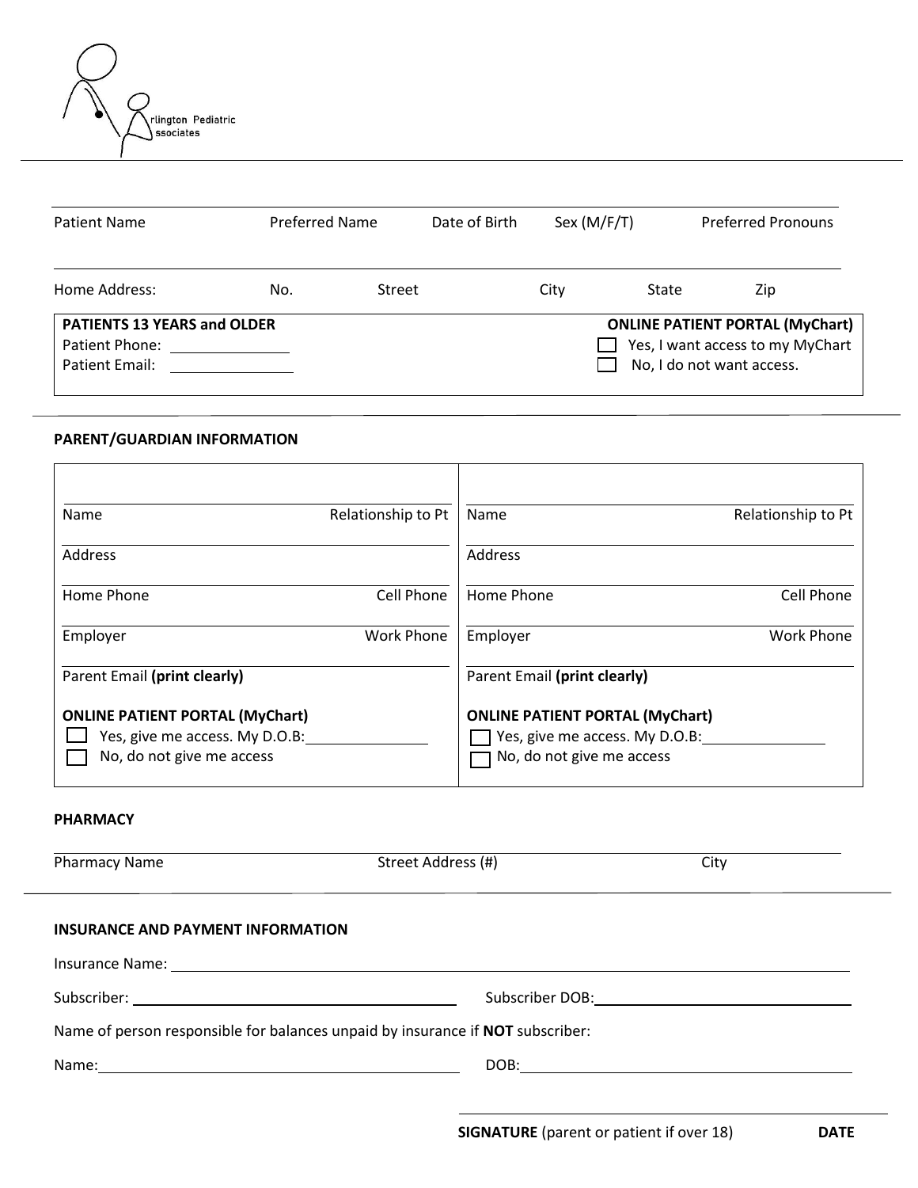Arlington Pediatric Associates

| Patient Name | Preferred Name | Date of Birth | Sex (M/F/T) | Preferred Pronouns |
|---|---|---|---|---|

| Home Address: | No. | Street | City | State | Zip |
|---|---|---|---|---|---|

**PATIENTS 13 YEARS and OLDER**

Patient Phone: ______________

Patient Email: ______________

**ONLINE PATIENT PORTAL (MyChart)**

☐ Yes, I want access to my MyChart

☐ No, I do not want access.

### PARENT/GUARDIAN INFORMATION

| | |
|---|---|
| Name / Relationship to Pt | Name / Relationship to Pt |
| Address | Address |
| Home Phone / Cell Phone | Home Phone / Cell Phone |
| Employer / Work Phone | Employer / Work Phone |
| Parent Email **(print clearly)** | Parent Email **(print clearly)** |
| **ONLINE PATIENT PORTAL (MyChart)** ☐ Yes, give me access. My D.O.B:______________ ☐ No, do not give me access | **ONLINE PATIENT PORTAL (MyChart)** ☐ Yes, give me access. My D.O.B:______________ ☐ No, do not give me access |

### PHARMACY

| Pharmacy Name | Street Address (#) | City |
|---|---|---|

### INSURANCE AND PAYMENT INFORMATION

Insurance Name: ______________________________________________

Subscriber: ______________________ Subscriber DOB: ______________________

Name of person responsible for balances unpaid by insurance if **NOT** subscriber:

Name: ______________________ DOB: ______________________

______________________________________________

**SIGNATURE** (parent or patient if over 18) **DATE**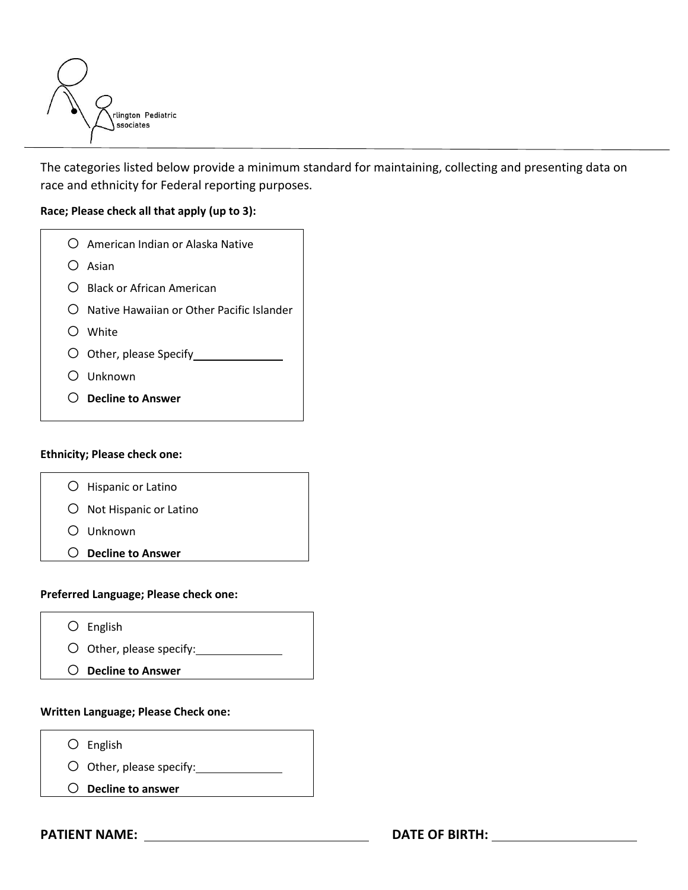rlington Pediatric
ssociates

The categories listed below provide a minimum standard for maintaining, collecting and presenting data on race and ethnicity for Federal reporting purposes.

**Race; Please check all that apply (up to 3):**

- ○ American Indian or Alaska Native
- ○ Asian
- ○ Black or African American
- ○ Native Hawaiian or Other Pacific Islander
- ○ White
- ○ Other, please Specify\_\_\_\_\_\_\_\_\_\_\_\_\_\_
- ○ Unknown
- ○ **Decline to Answer**

**Ethnicity; Please check one:**

- ○ Hispanic or Latino
- ○ Not Hispanic or Latino
- ○ Unknown
- ○ **Decline to Answer**

**Preferred Language; Please check one:**

- ○ English
- ○ Other, please specify:\_\_\_\_\_\_\_\_\_\_\_\_\_\_
- ○ **Decline to Answer**

**Written Language; Please Check one:**

- ○ English
- ○ Other, please specify:\_\_\_\_\_\_\_\_\_\_\_\_\_\_
- ○ **Decline to answer**

**PATIENT NAME:** \_\_\_\_\_\_\_\_\_\_\_\_\_\_\_\_\_\_\_\_\_\_\_\_\_\_\_\_\_\_ **DATE OF BIRTH:** \_\_\_\_\_\_\_\_\_\_\_\_\_\_\_\_\_\_\_\_